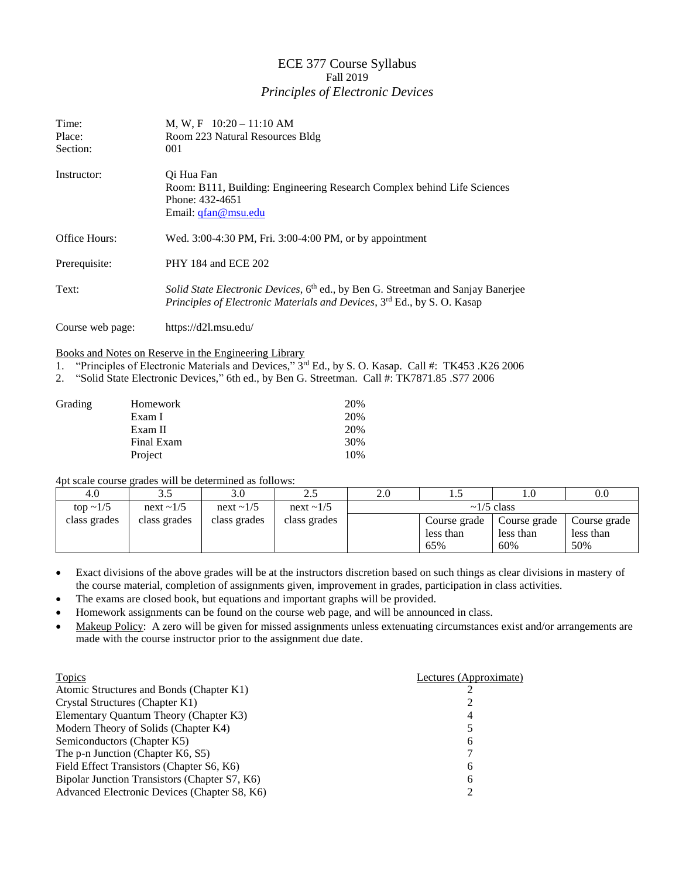# ECE 377 Course Syllabus

Fall 2019

*Principles of Electronic Devices*

| | |
|---|---|
| Time: | M, W, F 10:20 – 11:10 AM |
| Place: | Room 223 Natural Resources Bldg |
| Section: | 001 |
| Instructor: | Qi Hua Fan<br>Room: B111, Building: Engineering Research Complex behind Life Sciences<br>Phone: 432-4651<br>Email: qfan@msu.edu |
| Office Hours: | Wed. 3:00-4:30 PM, Fri. 3:00-4:00 PM, or by appointment |
| Prerequisite: | PHY 184 and ECE 202 |
| Text: | *Solid State Electronic Devices*, 6th ed., by Ben G. Streetman and Sanjay Banerjee<br>*Principles of Electronic Materials and Devices*, 3rd Ed., by S. O. Kasap |
| Course web page: | https://d2l.msu.edu/ |

Books and Notes on Reserve in the Engineering Library

1. "Principles of Electronic Materials and Devices," 3rd Ed., by S. O. Kasap. Call #: TK453 .K26 2006
2. "Solid State Electronic Devices," 6th ed., by Ben G. Streetman. Call #: TK7871.85 .S77 2006

| Grading | | |
|---|---|---|
| | Homework | 20% |
| | Exam I | 20% |
| | Exam II | 20% |
| | Final Exam | 30% |
| | Project | 10% |

4pt scale course grades will be determined as follows:

| 4.0 | 3.5 | 3.0 | 2.5 | 2.0 | 1.5 | 1.0 | 0.0 |
|---|---|---|---|---|---|---|---|
| top ~1/5 class grades | next ~1/5 class grades | next ~1/5 class grades | next ~1/5 class grades | ~1/5 class | | | |
| | | | | | Course grade less than 65% | Course grade less than 60% | Course grade less than 50% |

- Exact divisions of the above grades will be at the instructors discretion based on such things as clear divisions in mastery of the course material, completion of assignments given, improvement in grades, participation in class activities.
- The exams are closed book, but equations and important graphs will be provided.
- Homework assignments can be found on the course web page, and will be announced in class.
- Makeup Policy: A zero will be given for missed assignments unless extenuating circumstances exist and/or arrangements are made with the course instructor prior to the assignment due date.

| Topics | Lectures (Approximate) |
|---|---|
| Atomic Structures and Bonds (Chapter K1) | 2 |
| Crystal Structures (Chapter K1) | 2 |
| Elementary Quantum Theory (Chapter K3) | 4 |
| Modern Theory of Solids (Chapter K4) | 5 |
| Semiconductors (Chapter K5) | 6 |
| The p-n Junction (Chapter K6, S5) | 7 |
| Field Effect Transistors (Chapter S6, K6) | 6 |
| Bipolar Junction Transistors (Chapter S7, K6) | 6 |
| Advanced Electronic Devices (Chapter S8, K6) | 2 |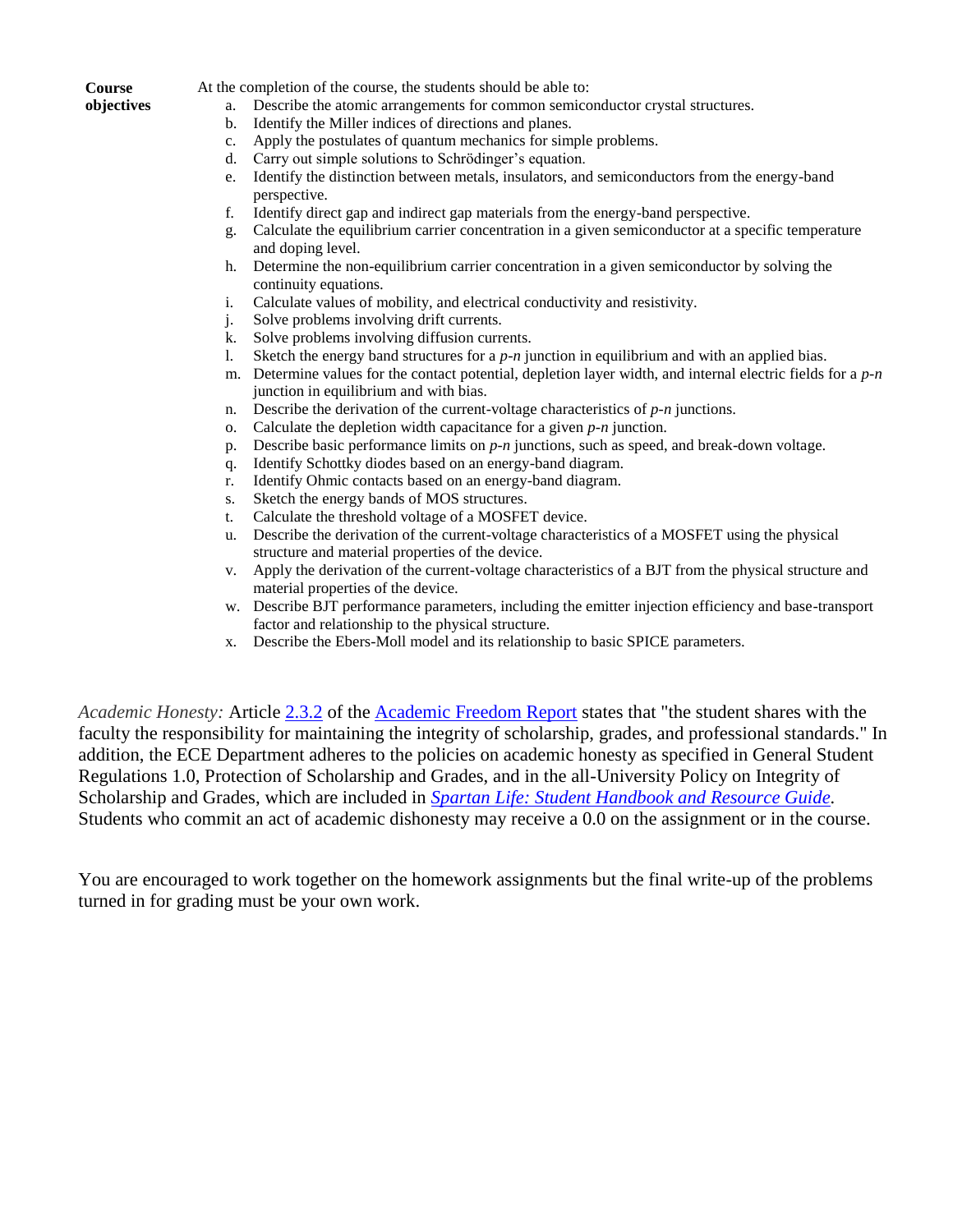**Course objectives**

At the completion of the course, the students should be able to:

a. Describe the atomic arrangements for common semiconductor crystal structures.
b. Identify the Miller indices of directions and planes.
c. Apply the postulates of quantum mechanics for simple problems.
d. Carry out simple solutions to Schrödinger's equation.
e. Identify the distinction between metals, insulators, and semiconductors from the energy-band perspective.
f. Identify direct gap and indirect gap materials from the energy-band perspective.
g. Calculate the equilibrium carrier concentration in a given semiconductor at a specific temperature and doping level.
h. Determine the non-equilibrium carrier concentration in a given semiconductor by solving the continuity equations.
i. Calculate values of mobility, and electrical conductivity and resistivity.
j. Solve problems involving drift currents.
k. Solve problems involving diffusion currents.
l. Sketch the energy band structures for a *p-n* junction in equilibrium and with an applied bias.
m. Determine values for the contact potential, depletion layer width, and internal electric fields for a *p-n* junction in equilibrium and with bias.
n. Describe the derivation of the current-voltage characteristics of *p-n* junctions.
o. Calculate the depletion width capacitance for a given *p-n* junction.
p. Describe basic performance limits on *p-n* junctions, such as speed, and break-down voltage.
q. Identify Schottky diodes based on an energy-band diagram.
r. Identify Ohmic contacts based on an energy-band diagram.
s. Sketch the energy bands of MOS structures.
t. Calculate the threshold voltage of a MOSFET device.
u. Describe the derivation of the current-voltage characteristics of a MOSFET using the physical structure and material properties of the device.
v. Apply the derivation of the current-voltage characteristics of a BJT from the physical structure and material properties of the device.
w. Describe BJT performance parameters, including the emitter injection efficiency and base-transport factor and relationship to the physical structure.
x. Describe the Ebers-Moll model and its relationship to basic SPICE parameters.

*Academic Honesty:* Article 2.3.2 of the Academic Freedom Report states that "the student shares with the faculty the responsibility for maintaining the integrity of scholarship, grades, and professional standards." In addition, the ECE Department adheres to the policies on academic honesty as specified in General Student Regulations 1.0, Protection of Scholarship and Grades, and in the all-University Policy on Integrity of Scholarship and Grades, which are included in *Spartan Life: Student Handbook and Resource Guide*. Students who commit an act of academic dishonesty may receive a 0.0 on the assignment or in the course.

You are encouraged to work together on the homework assignments but the final write-up of the problems turned in for grading must be your own work.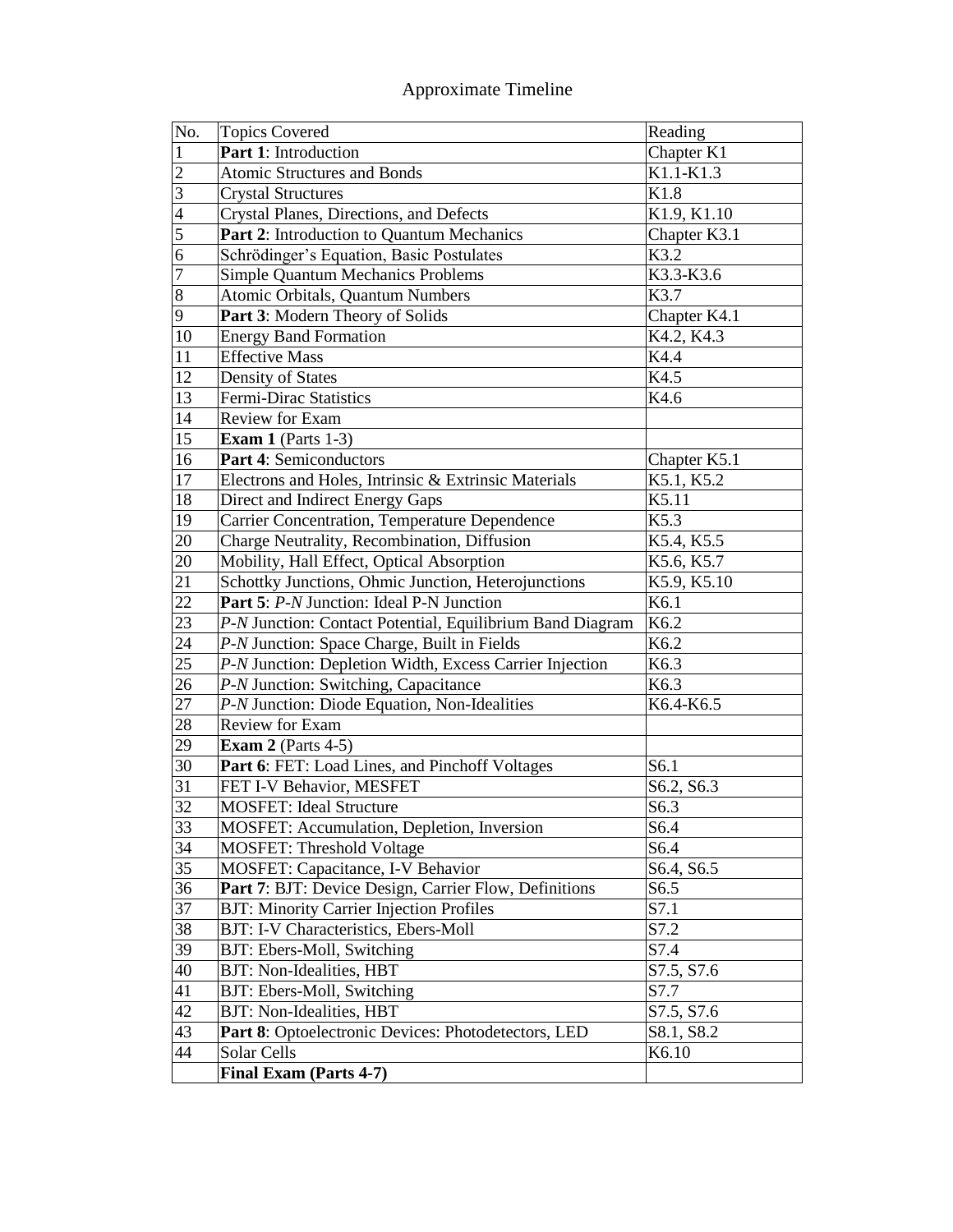# Approximate Timeline

| No. | Topics Covered | Reading |
|---|---|---|
| 1 | **Part 1**: Introduction | Chapter K1 |
| 2 | Atomic Structures and Bonds | K1.1-K1.3 |
| 3 | Crystal Structures | K1.8 |
| 4 | Crystal Planes, Directions, and Defects | K1.9, K1.10 |
| 5 | **Part 2**: Introduction to Quantum Mechanics | Chapter K3.1 |
| 6 | Schrödinger's Equation, Basic Postulates | K3.2 |
| 7 | Simple Quantum Mechanics Problems | K3.3-K3.6 |
| 8 | Atomic Orbitals, Quantum Numbers | K3.7 |
| 9 | **Part 3**: Modern Theory of Solids | Chapter K4.1 |
| 10 | Energy Band Formation | K4.2, K4.3 |
| 11 | Effective Mass | K4.4 |
| 12 | Density of States | K4.5 |
| 13 | Fermi-Dirac Statistics | K4.6 |
| 14 | Review for Exam | |
| 15 | **Exam 1** (Parts 1-3) | |
| 16 | **Part 4**: Semiconductors | Chapter K5.1 |
| 17 | Electrons and Holes, Intrinsic & Extrinsic Materials | K5.1, K5.2 |
| 18 | Direct and Indirect Energy Gaps | K5.11 |
| 19 | Carrier Concentration, Temperature Dependence | K5.3 |
| 20 | Charge Neutrality, Recombination, Diffusion | K5.4, K5.5 |
| 20 | Mobility, Hall Effect, Optical Absorption | K5.6, K5.7 |
| 21 | Schottky Junctions, Ohmic Junction, Heterojunctions | K5.9, K5.10 |
| 22 | **Part 5**: *P-N* Junction: Ideal P-N Junction | K6.1 |
| 23 | *P-N* Junction: Contact Potential, Equilibrium Band Diagram | K6.2 |
| 24 | *P-N* Junction: Space Charge, Built in Fields | K6.2 |
| 25 | *P-N* Junction: Depletion Width, Excess Carrier Injection | K6.3 |
| 26 | *P-N* Junction: Switching, Capacitance | K6.3 |
| 27 | *P-N* Junction: Diode Equation, Non-Idealities | K6.4-K6.5 |
| 28 | Review for Exam | |
| 29 | **Exam 2** (Parts 4-5) | |
| 30 | **Part 6**: FET: Load Lines, and Pinchoff Voltages | S6.1 |
| 31 | FET I-V Behavior, MESFET | S6.2, S6.3 |
| 32 | MOSFET: Ideal Structure | S6.3 |
| 33 | MOSFET: Accumulation, Depletion, Inversion | S6.4 |
| 34 | MOSFET: Threshold Voltage | S6.4 |
| 35 | MOSFET: Capacitance, I-V Behavior | S6.4, S6.5 |
| 36 | **Part 7**: BJT: Device Design, Carrier Flow, Definitions | S6.5 |
| 37 | BJT: Minority Carrier Injection Profiles | S7.1 |
| 38 | BJT: I-V Characteristics, Ebers-Moll | S7.2 |
| 39 | BJT: Ebers-Moll, Switching | S7.4 |
| 40 | BJT: Non-Idealities, HBT | S7.5, S7.6 |
| 41 | BJT: Ebers-Moll, Switching | S7.7 |
| 42 | BJT: Non-Idealities, HBT | S7.5, S7.6 |
| 43 | **Part 8**: Optoelectronic Devices: Photodetectors, LED | S8.1, S8.2 |
| 44 | Solar Cells | K6.10 |
| | **Final Exam (Parts 4-7)** | |